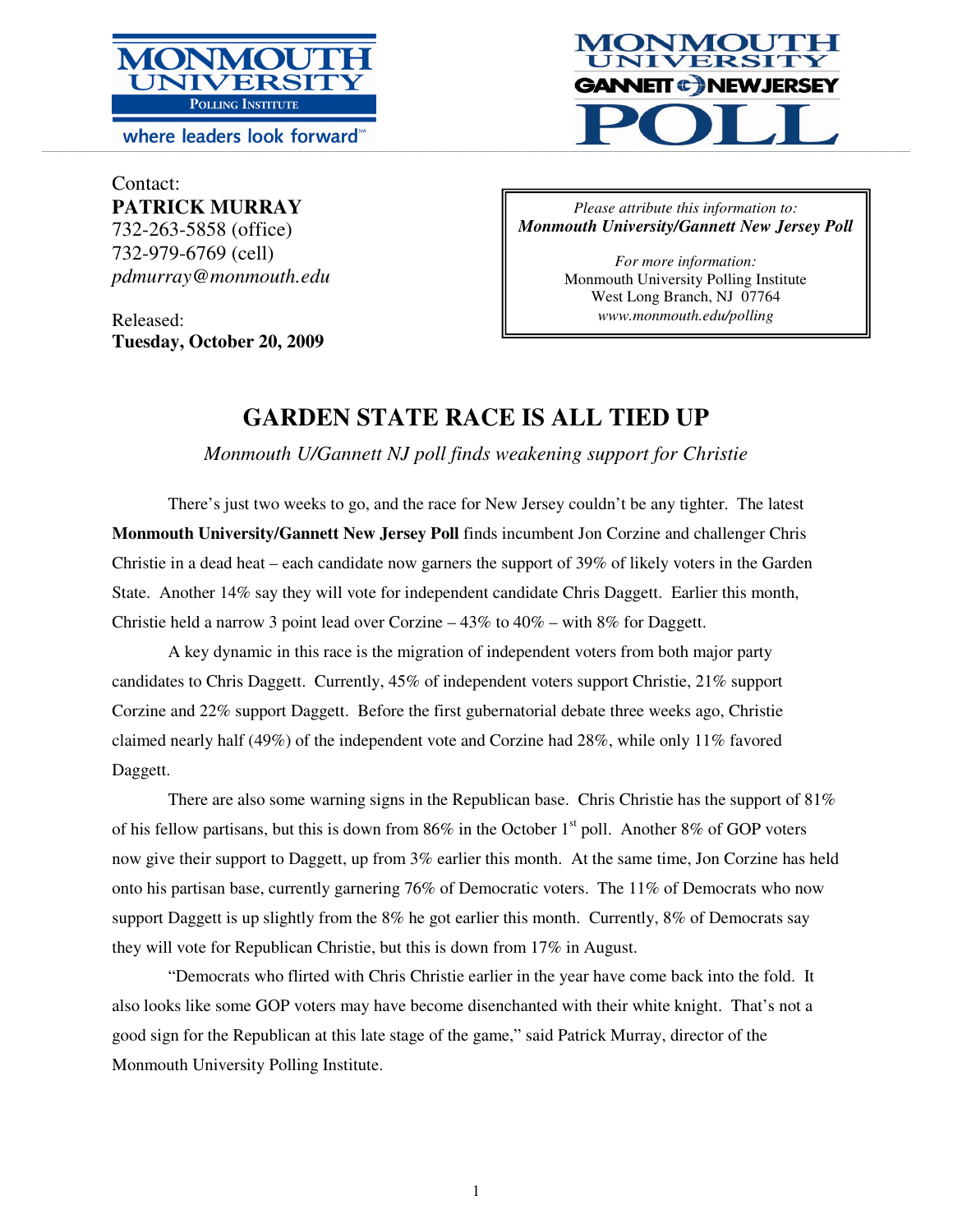Contact:
**PATRICK MURRAY**
732-263-5858 (office)
732-979-6769 (cell)
*pdmurray@monmouth.edu*

Released:
**Tuesday, October 20, 2009**

*Please attribute this information to:*
***Monmouth University/Gannett New Jersey Poll***

*For more information:*
Monmouth University Polling Institute
West Long Branch, NJ 07764
*www.monmouth.edu/polling*

# GARDEN STATE RACE IS ALL TIED UP

*Monmouth U/Gannett NJ poll finds weakening support for Christie*

There's just two weeks to go, and the race for New Jersey couldn't be any tighter. The latest **Monmouth University/Gannett New Jersey Poll** finds incumbent Jon Corzine and challenger Chris Christie in a dead heat – each candidate now garners the support of 39% of likely voters in the Garden State. Another 14% say they will vote for independent candidate Chris Daggett. Earlier this month, Christie held a narrow 3 point lead over Corzine – 43% to 40% – with 8% for Daggett.

A key dynamic in this race is the migration of independent voters from both major party candidates to Chris Daggett. Currently, 45% of independent voters support Christie, 21% support Corzine and 22% support Daggett. Before the first gubernatorial debate three weeks ago, Christie claimed nearly half (49%) of the independent vote and Corzine had 28%, while only 11% favored Daggett.

There are also some warning signs in the Republican base. Chris Christie has the support of 81% of his fellow partisans, but this is down from 86% in the October 1st poll. Another 8% of GOP voters now give their support to Daggett, up from 3% earlier this month. At the same time, Jon Corzine has held onto his partisan base, currently garnering 76% of Democratic voters. The 11% of Democrats who now support Daggett is up slightly from the 8% he got earlier this month. Currently, 8% of Democrats say they will vote for Republican Christie, but this is down from 17% in August.

"Democrats who flirted with Chris Christie earlier in the year have come back into the fold. It also looks like some GOP voters may have become disenchanted with their white knight. That's not a good sign for the Republican at this late stage of the game," said Patrick Murray, director of the Monmouth University Polling Institute.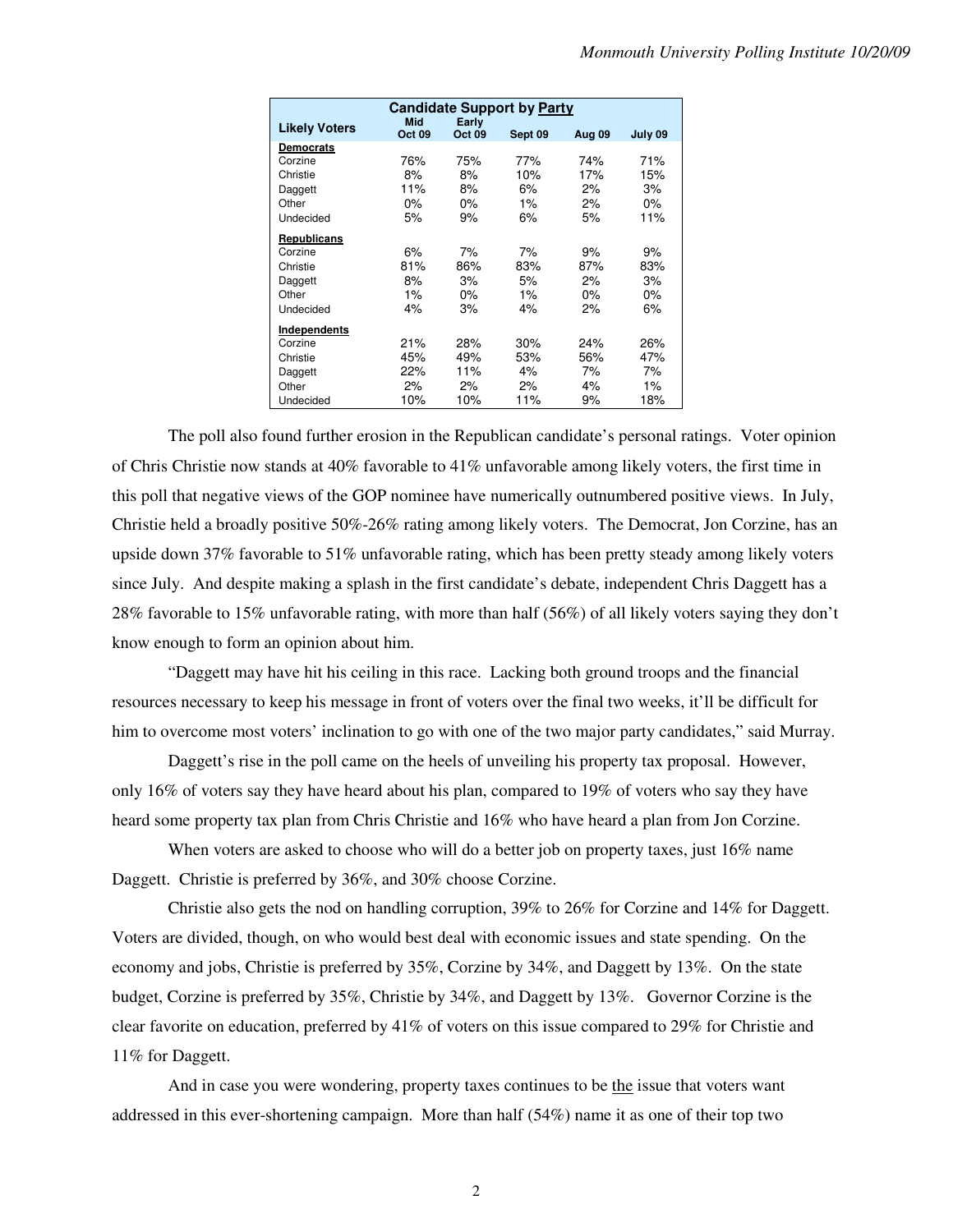| Candidate Support by Party | | | | | |
|---|---|---|---|---|---|
| Likely Voters | Mid Oct 09 | Early Oct 09 | Sept 09 | Aug 09 | July 09 |
| **Democrats** | | | | | |
| Corzine | 76% | 75% | 77% | 74% | 71% |
| Christie | 8% | 8% | 10% | 17% | 15% |
| Daggett | 11% | 8% | 6% | 2% | 3% |
| Other | 0% | 0% | 1% | 2% | 0% |
| Undecided | 5% | 9% | 6% | 5% | 11% |
| **Republicans** | | | | | |
| Corzine | 6% | 7% | 7% | 9% | 9% |
| Christie | 81% | 86% | 83% | 87% | 83% |
| Daggett | 8% | 3% | 5% | 2% | 3% |
| Other | 1% | 0% | 1% | 0% | 0% |
| Undecided | 4% | 3% | 4% | 2% | 6% |
| **Independents** | | | | | |
| Corzine | 21% | 28% | 30% | 24% | 26% |
| Christie | 45% | 49% | 53% | 56% | 47% |
| Daggett | 22% | 11% | 4% | 7% | 7% |
| Other | 2% | 2% | 2% | 4% | 1% |
| Undecided | 10% | 10% | 11% | 9% | 18% |

The poll also found further erosion in the Republican candidate's personal ratings. Voter opinion of Chris Christie now stands at 40% favorable to 41% unfavorable among likely voters, the first time in this poll that negative views of the GOP nominee have numerically outnumbered positive views. In July, Christie held a broadly positive 50%-26% rating among likely voters. The Democrat, Jon Corzine, has an upside down 37% favorable to 51% unfavorable rating, which has been pretty steady among likely voters since July. And despite making a splash in the first candidate's debate, independent Chris Daggett has a 28% favorable to 15% unfavorable rating, with more than half (56%) of all likely voters saying they don't know enough to form an opinion about him.

"Daggett may have hit his ceiling in this race. Lacking both ground troops and the financial resources necessary to keep his message in front of voters over the final two weeks, it'll be difficult for him to overcome most voters' inclination to go with one of the two major party candidates," said Murray.

Daggett's rise in the poll came on the heels of unveiling his property tax proposal. However, only 16% of voters say they have heard about his plan, compared to 19% of voters who say they have heard some property tax plan from Chris Christie and 16% who have heard a plan from Jon Corzine.

When voters are asked to choose who will do a better job on property taxes, just 16% name Daggett. Christie is preferred by 36%, and 30% choose Corzine.

Christie also gets the nod on handling corruption, 39% to 26% for Corzine and 14% for Daggett. Voters are divided, though, on who would best deal with economic issues and state spending. On the economy and jobs, Christie is preferred by 35%, Corzine by 34%, and Daggett by 13%. On the state budget, Corzine is preferred by 35%, Christie by 34%, and Daggett by 13%. Governor Corzine is the clear favorite on education, preferred by 41% of voters on this issue compared to 29% for Christie and 11% for Daggett.

And in case you were wondering, property taxes continues to be the issue that voters want addressed in this ever-shortening campaign. More than half (54%) name it as one of their top two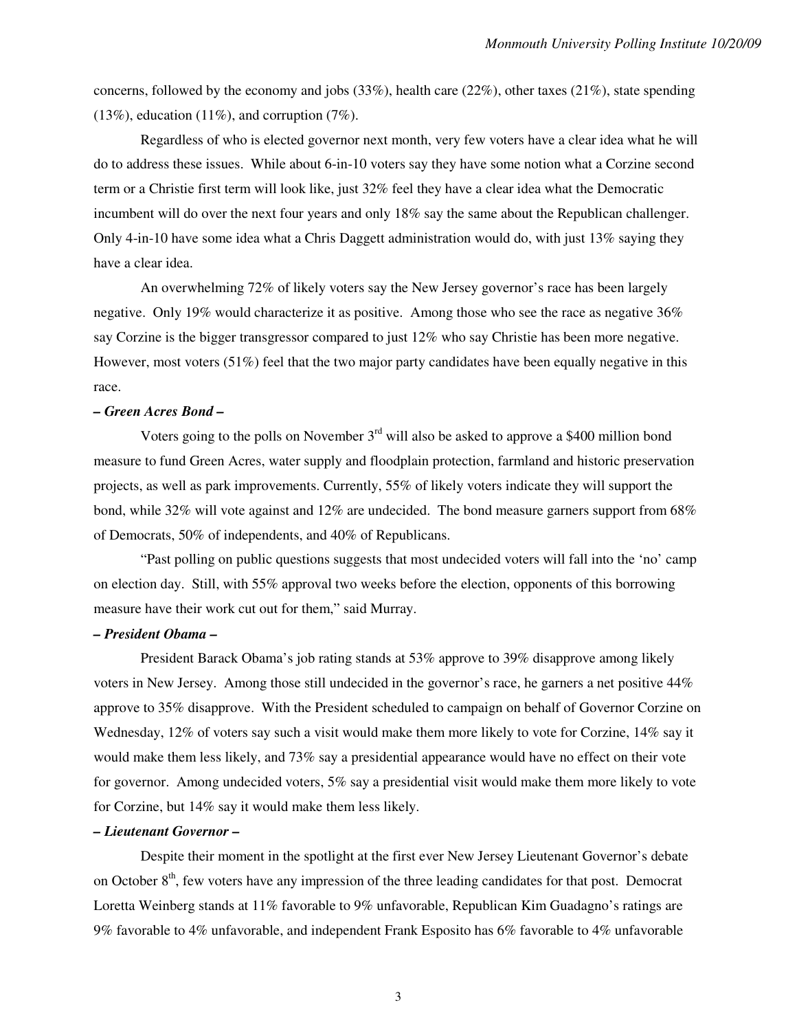concerns, followed by the economy and jobs (33%), health care (22%), other taxes (21%), state spending (13%), education (11%), and corruption (7%).

Regardless of who is elected governor next month, very few voters have a clear idea what he will do to address these issues. While about 6-in-10 voters say they have some notion what a Corzine second term or a Christie first term will look like, just 32% feel they have a clear idea what the Democratic incumbent will do over the next four years and only 18% say the same about the Republican challenger. Only 4-in-10 have some idea what a Chris Daggett administration would do, with just 13% saying they have a clear idea.

An overwhelming 72% of likely voters say the New Jersey governor's race has been largely negative. Only 19% would characterize it as positive. Among those who see the race as negative 36% say Corzine is the bigger transgressor compared to just 12% who say Christie has been more negative. However, most voters (51%) feel that the two major party candidates have been equally negative in this race.

***– Green Acres Bond –***

Voters going to the polls on November 3rd will also be asked to approve a $400 million bond measure to fund Green Acres, water supply and floodplain protection, farmland and historic preservation projects, as well as park improvements. Currently, 55% of likely voters indicate they will support the bond, while 32% will vote against and 12% are undecided. The bond measure garners support from 68% of Democrats, 50% of independents, and 40% of Republicans.

"Past polling on public questions suggests that most undecided voters will fall into the 'no' camp on election day. Still, with 55% approval two weeks before the election, opponents of this borrowing measure have their work cut out for them," said Murray.

***– President Obama –***

President Barack Obama's job rating stands at 53% approve to 39% disapprove among likely voters in New Jersey. Among those still undecided in the governor's race, he garners a net positive 44% approve to 35% disapprove. With the President scheduled to campaign on behalf of Governor Corzine on Wednesday, 12% of voters say such a visit would make them more likely to vote for Corzine, 14% say it would make them less likely, and 73% say a presidential appearance would have no effect on their vote for governor. Among undecided voters, 5% say a presidential visit would make them more likely to vote for Corzine, but 14% say it would make them less likely.

***– Lieutenant Governor –***

Despite their moment in the spotlight at the first ever New Jersey Lieutenant Governor's debate on October 8th, few voters have any impression of the three leading candidates for that post. Democrat Loretta Weinberg stands at 11% favorable to 9% unfavorable, Republican Kim Guadagno's ratings are 9% favorable to 4% unfavorable, and independent Frank Esposito has 6% favorable to 4% unfavorable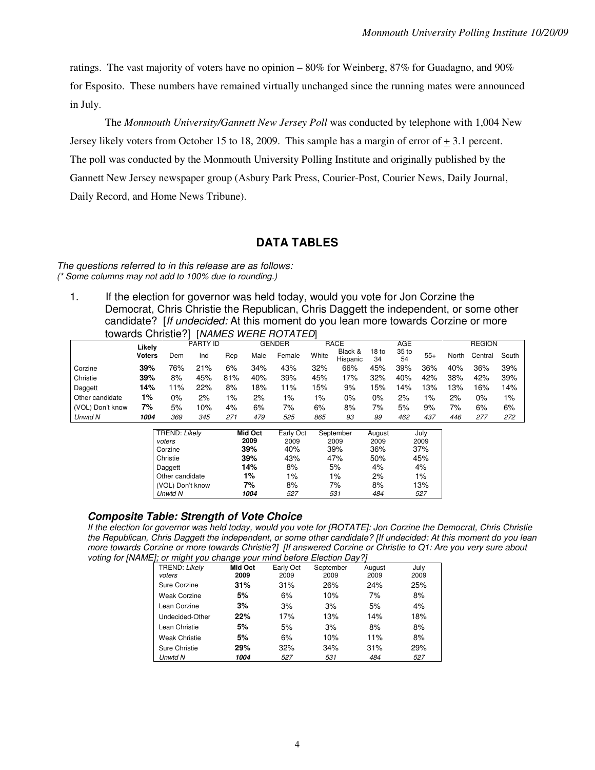ratings. The vast majority of voters have no opinion – 80% for Weinberg, 87% for Guadagno, and 90% for Esposito. These numbers have remained virtually unchanged since the running mates were announced in July.

The *Monmouth University/Gannett New Jersey Poll* was conducted by telephone with 1,004 New Jersey likely voters from October 15 to 18, 2009. This sample has a margin of error of ± 3.1 percent. The poll was conducted by the Monmouth University Polling Institute and originally published by the Gannett New Jersey newspaper group (Asbury Park Press, Courier-Post, Courier News, Daily Journal, Daily Record, and Home News Tribune).

## DATA TABLES

*The questions referred to in this release are as follows:*
*(\* Some columns may not add to 100% due to rounding.)*

1. If the election for governor was held today, would you vote for Jon Corzine the Democrat, Chris Christie the Republican, Chris Daggett the independent, or some other candidate? [*If undecided:* At this moment do you lean more towards Corzine or more towards Christie?] [*NAMES WERE ROTATED*]

| | Likely Voters | PARTY ID | | | GENDER | | RACE | | AGE | | | REGION | | |
|---|---|---|---|---|---|---|---|---|---|---|---|---|---|---|
| | | Dem | Ind | Rep | Male | Female | White | Black & Hispanic | 18 to 34 | 35 to 54 | 55+ | North | Central | South |
| Corzine | **39%** | 76% | 21% | 6% | 34% | 43% | 32% | 66% | 45% | 39% | 36% | 40% | 36% | 39% |
| Christie | **39%** | 8% | 45% | 81% | 40% | 39% | 45% | 17% | 32% | 40% | 42% | 38% | 42% | 39% |
| Daggett | **14%** | 11% | 22% | 8% | 18% | 11% | 15% | 9% | 15% | 14% | 13% | 13% | 16% | 14% |
| Other candidate | **1%** | 0% | 2% | 1% | 2% | 1% | 1% | 0% | 0% | 2% | 1% | 2% | 0% | 1% |
| (VOL) Don't know | **7%** | 5% | 10% | 4% | 6% | 7% | 6% | 8% | 7% | 5% | 9% | 7% | 6% | 6% |
| *Unwtd N* | ***1004*** | *369* | *345* | *271* | *479* | *525* | *865* | *93* | *99* | *462* | *437* | *446* | *277* | *272* |

| TREND: *Likely voters* | **Mid Oct 2009** | Early Oct 2009 | September 2009 | August 2009 | July 2009 |
|---|---|---|---|---|---|
| Corzine | **39%** | 40% | 39% | 36% | 37% |
| Christie | **39%** | 43% | 47% | 50% | 45% |
| Daggett | **14%** | 8% | 5% | 4% | 4% |
| Other candidate | **1%** | 1% | 1% | 2% | 1% |
| (VOL) Don't know | **7%** | 8% | 7% | 8% | 13% |
| *Unwtd N* | ***1004*** | *527* | *531* | *484* | *527* |

### *Composite Table: Strength of Vote Choice*

*If the election for governor was held today, would you vote for [ROTATE]: Jon Corzine the Democrat, Chris Christie the Republican, Chris Daggett the independent, or some other candidate? [If undecided: At this moment do you lean more towards Corzine or more towards Christie?] [If answered Corzine or Christie to Q1: Are you very sure about voting for [NAME], or might you change your mind before Election Day?]*

| TREND: *Likely voters* | **Mid Oct 2009** | Early Oct 2009 | September 2009 | August 2009 | July 2009 |
|---|---|---|---|---|---|
| Sure Corzine | **31%** | 31% | 26% | 24% | 25% |
| Weak Corzine | **5%** | 6% | 10% | 7% | 8% |
| Lean Corzine | **3%** | 3% | 3% | 5% | 4% |
| Undecided-Other | **22%** | 17% | 13% | 14% | 18% |
| Lean Christie | **5%** | 5% | 3% | 8% | 8% |
| Weak Christie | **5%** | 6% | 10% | 11% | 8% |
| Sure Christie | **29%** | 32% | 34% | 31% | 29% |
| *Unwtd N* | ***1004*** | *527* | *531* | *484* | *527* |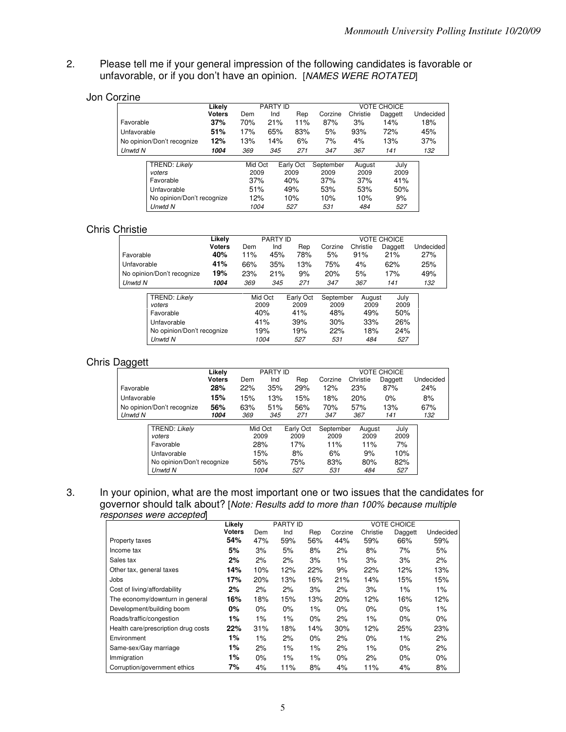2. Please tell me if your general impression of the following candidates is favorable or unfavorable, or if you don't have an opinion. [*NAMES WERE ROTATED*]

### Jon Corzine

| | Likely Voters | PARTY ID | | | VOTE CHOICE | | | |
|---|---|---|---|---|---|---|---|---|
| | | Dem | Ind | Rep | Corzine | Christie | Daggett | Undecided |
| Favorable | **37%** | 70% | 21% | 11% | 87% | 3% | 14% | 18% |
| Unfavorable | **51%** | 17% | 65% | 83% | 5% | 93% | 72% | 45% |
| No opinion/Don't recognize | **12%** | 13% | 14% | 6% | 7% | 4% | 13% | 37% |
| *Unwtd N* | ***1004*** | *369* | *345* | *271* | *347* | *367* | *141* | *132* |

| TREND: *Likely voters* | Mid Oct 2009 | Early Oct 2009 | September 2009 | August 2009 | July 2009 |
|---|---|---|---|---|---|
| Favorable | 37% | 40% | 37% | 37% | 41% |
| Unfavorable | 51% | 49% | 53% | 53% | 50% |
| No opinion/Don't recognize | 12% | 10% | 10% | 10% | 9% |
| *Unwtd N* | *1004* | *527* | *531* | *484* | *527* |

### Chris Christie

| | Likely Voters | PARTY ID | | | VOTE CHOICE | | | |
|---|---|---|---|---|---|---|---|---|
| | | Dem | Ind | Rep | Corzine | Christie | Daggett | Undecided |
| Favorable | **40%** | 11% | 45% | 78% | 5% | 91% | 21% | 27% |
| Unfavorable | **41%** | 66% | 35% | 13% | 75% | 4% | 62% | 25% |
| No opinion/Don't recognize | **19%** | 23% | 21% | 9% | 20% | 5% | 17% | 49% |
| *Unwtd N* | ***1004*** | *369* | *345* | *271* | *347* | *367* | *141* | *132* |

| TREND: *Likely voters* | Mid Oct 2009 | Early Oct 2009 | September 2009 | August 2009 | July 2009 |
|---|---|---|---|---|---|
| Favorable | 40% | 41% | 48% | 49% | 50% |
| Unfavorable | 41% | 39% | 30% | 33% | 26% |
| No opinion/Don't recognize | 19% | 19% | 22% | 18% | 24% |
| *Unwtd N* | *1004* | *527* | *531* | *484* | *527* |

### Chris Daggett

| | Likely Voters | PARTY ID | | | VOTE CHOICE | | | |
|---|---|---|---|---|---|---|---|---|
| | | Dem | Ind | Rep | Corzine | Christie | Daggett | Undecided |
| Favorable | **28%** | 22% | 35% | 29% | 12% | 23% | 87% | 24% |
| Unfavorable | **15%** | 15% | 13% | 15% | 18% | 20% | 0% | 8% |
| No opinion/Don't recognize | **56%** | 63% | 51% | 56% | 70% | 57% | 13% | 67% |
| *Unwtd N* | ***1004*** | *369* | *345* | *271* | *347* | *367* | *141* | *132* |

| TREND: *Likely voters* | Mid Oct 2009 | Early Oct 2009 | September 2009 | August 2009 | July 2009 |
|---|---|---|---|---|---|
| Favorable | 28% | 17% | 11% | 11% | 7% |
| Unfavorable | 15% | 8% | 6% | 9% | 10% |
| No opinion/Don't recognize | 56% | 75% | 83% | 80% | 82% |
| *Unwtd N* | *1004* | *527* | *531* | *484* | *527* |

3. In your opinion, what are the most important one or two issues that the candidates for governor should talk about? [*Note: Results add to more than 100% because multiple responses were accepted*]

| | Likely Voters | PARTY ID | | | VOTE CHOICE | | | |
|---|---|---|---|---|---|---|---|---|
| | | Dem | Ind | Rep | Corzine | Christie | Daggett | Undecided |
| Property taxes | **54%** | 47% | 59% | 56% | 44% | 59% | 66% | 59% |
| Income tax | **5%** | 3% | 5% | 8% | 2% | 8% | 7% | 5% |
| Sales tax | **2%** | 2% | 2% | 3% | 1% | 3% | 3% | 2% |
| Other tax, general taxes | **14%** | 10% | 12% | 22% | 9% | 22% | 12% | 13% |
| Jobs | **17%** | 20% | 13% | 16% | 21% | 14% | 15% | 15% |
| Cost of living/affordability | **2%** | 2% | 2% | 3% | 2% | 3% | 1% | 1% |
| The economy/downturn in general | **16%** | 18% | 15% | 13% | 20% | 12% | 16% | 12% |
| Development/building boom | **0%** | 0% | 0% | 1% | 0% | 0% | 0% | 1% |
| Roads/traffic/congestion | **1%** | 1% | 1% | 0% | 2% | 1% | 0% | 0% |
| Health care/prescription drug costs | **22%** | 31% | 18% | 14% | 30% | 12% | 25% | 23% |
| Environment | **1%** | 1% | 2% | 0% | 2% | 0% | 1% | 2% |
| Same-sex/Gay marriage | **1%** | 2% | 1% | 1% | 2% | 1% | 0% | 2% |
| Immigration | **1%** | 0% | 1% | 1% | 0% | 2% | 0% | 0% |
| Corruption/government ethics | **7%** | 4% | 11% | 8% | 4% | 11% | 4% | 8% |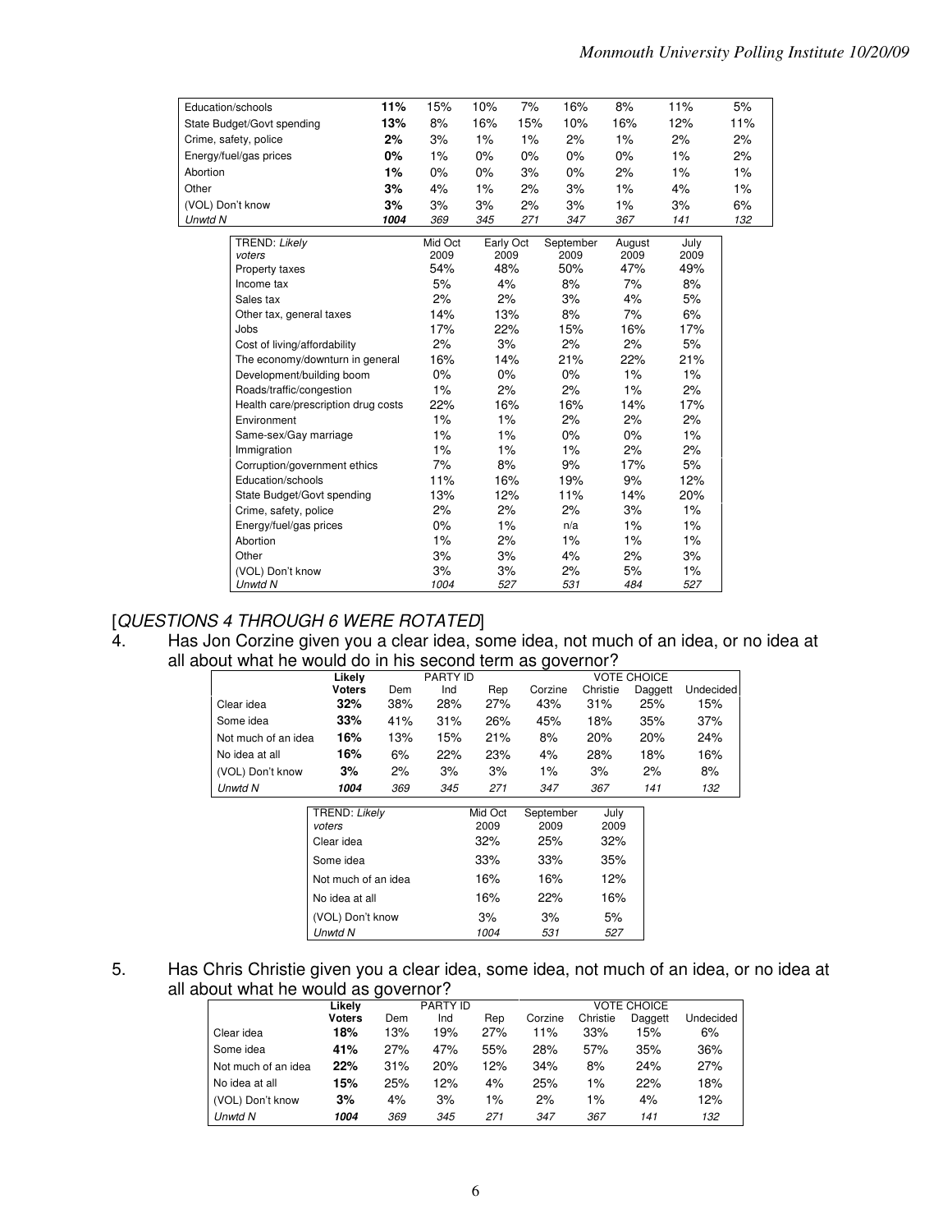| | Likely Voters | Dem | Ind | Rep | Corzine | Christie | Daggett | Undecided |
|---|---|---|---|---|---|---|---|---|
| Education/schools | **11%** | 15% | 10% | 7% | 16% | 8% | 11% | 5% |
| State Budget/Govt spending | **13%** | 8% | 16% | 15% | 10% | 16% | 12% | 11% |
| Crime, safety, police | **2%** | 3% | 1% | 1% | 2% | 1% | 2% | 2% |
| Energy/fuel/gas prices | **0%** | 1% | 0% | 0% | 0% | 0% | 1% | 2% |
| Abortion | **1%** | 0% | 0% | 3% | 0% | 2% | 1% | 1% |
| Other | **3%** | 4% | 1% | 2% | 3% | 1% | 4% | 1% |
| (VOL) Don't know | **3%** | 3% | 3% | 2% | 3% | 1% | 3% | 6% |
| *Unwtd N* | ***1004*** | *369* | *345* | *271* | *347* | *367* | *141* | *132* |

| TREND: *Likely voters* | Mid Oct 2009 | Early Oct 2009 | September 2009 | August 2009 | July 2009 |
|---|---|---|---|---|---|
| Property taxes | 54% | 48% | 50% | 47% | 49% |
| Income tax | 5% | 4% | 8% | 7% | 8% |
| Sales tax | 2% | 2% | 3% | 4% | 5% |
| Other tax, general taxes | 14% | 13% | 8% | 7% | 6% |
| Jobs | 17% | 22% | 15% | 16% | 17% |
| Cost of living/affordability | 2% | 3% | 2% | 2% | 5% |
| The economy/downturn in general | 16% | 14% | 21% | 22% | 21% |
| Development/building boom | 0% | 0% | 0% | 1% | 1% |
| Roads/traffic/congestion | 1% | 2% | 2% | 1% | 2% |
| Health care/prescription drug costs | 22% | 16% | 16% | 14% | 17% |
| Environment | 1% | 1% | 2% | 2% | 2% |
| Same-sex/Gay marriage | 1% | 1% | 0% | 0% | 1% |
| Immigration | 1% | 1% | 1% | 2% | 2% |
| Corruption/government ethics | 7% | 8% | 9% | 17% | 5% |
| Education/schools | 11% | 16% | 19% | 9% | 12% |
| State Budget/Govt spending | 13% | 12% | 11% | 14% | 20% |
| Crime, safety, police | 2% | 2% | 2% | 3% | 1% |
| Energy/fuel/gas prices | 0% | 1% | n/a | 1% | 1% |
| Abortion | 1% | 2% | 1% | 1% | 1% |
| Other | 3% | 3% | 4% | 2% | 3% |
| (VOL) Don't know | 3% | 3% | 2% | 5% | 1% |
| *Unwtd N* | *1004* | *527* | *531* | *484* | *527* |

[*QUESTIONS 4 THROUGH 6 WERE ROTATED*]

4. Has Jon Corzine given you a clear idea, some idea, not much of an idea, or no idea at all about what he would do in his second term as governor?

| | Likely | PARTY ID | | | VOTE CHOICE | | | |
|---|---|---|---|---|---|---|---|---|
| | **Voters** | Dem | Ind | Rep | Corzine | Christie | Daggett | Undecided |
| Clear idea | **32%** | 38% | 28% | 27% | 43% | 31% | 25% | 15% |
| Some idea | **33%** | 41% | 31% | 26% | 45% | 18% | 35% | 37% |
| Not much of an idea | **16%** | 13% | 15% | 21% | 8% | 20% | 20% | 24% |
| No idea at all | **16%** | 6% | 22% | 23% | 4% | 28% | 18% | 16% |
| (VOL) Don't know | **3%** | 2% | 3% | 3% | 1% | 3% | 2% | 8% |
| *Unwtd N* | ***1004*** | *369* | *345* | *271* | *347* | *367* | *141* | *132* |

| TREND: *Likely voters* | Mid Oct 2009 | September 2009 | July 2009 |
|---|---|---|---|
| Clear idea | 32% | 25% | 32% |
| Some idea | 33% | 33% | 35% |
| Not much of an idea | 16% | 16% | 12% |
| No idea at all | 16% | 22% | 16% |
| (VOL) Don't know | 3% | 3% | 5% |
| *Unwtd N* | *1004* | *531* | *527* |

5. Has Chris Christie given you a clear idea, some idea, not much of an idea, or no idea at all about what he would as governor?

| | Likely | PARTY ID | | | VOTE CHOICE | | | |
|---|---|---|---|---|---|---|---|---|
| | **Voters** | Dem | Ind | Rep | Corzine | Christie | Daggett | Undecided |
| Clear idea | **18%** | 13% | 19% | 27% | 11% | 33% | 15% | 6% |
| Some idea | **41%** | 27% | 47% | 55% | 28% | 57% | 35% | 36% |
| Not much of an idea | **22%** | 31% | 20% | 12% | 34% | 8% | 24% | 27% |
| No idea at all | **15%** | 25% | 12% | 4% | 25% | 1% | 22% | 18% |
| (VOL) Don't know | **3%** | 4% | 3% | 1% | 2% | 1% | 4% | 12% |
| *Unwtd N* | ***1004*** | *369* | *345* | *271* | *347* | *367* | *141* | *132* |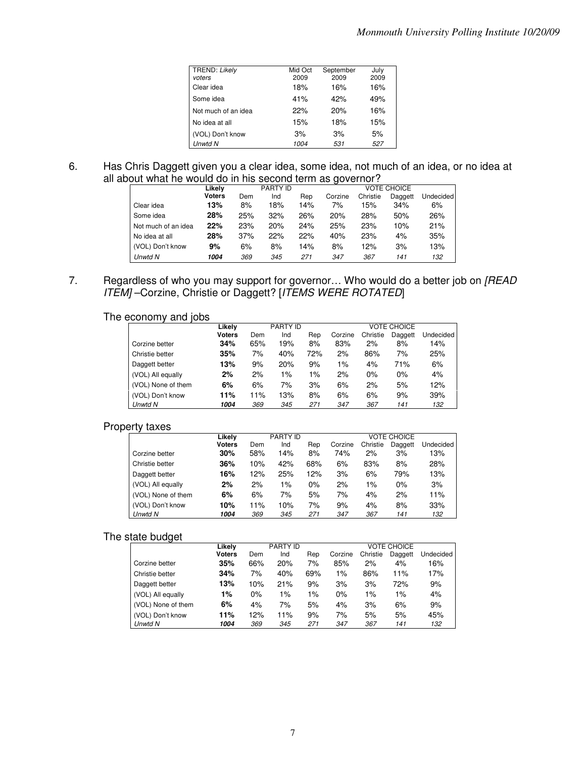| TREND: *Likely voters* | Mid Oct 2009 | September 2009 | July 2009 |
|---|---|---|---|
| Clear idea | 18% | 16% | 16% |
| Some idea | 41% | 42% | 49% |
| Not much of an idea | 22% | 20% | 16% |
| No idea at all | 15% | 18% | 15% |
| (VOL) Don't know | 3% | 3% | 5% |
| *Unwtd N* | *1004* | *531* | *527* |

6. Has Chris Daggett given you a clear idea, some idea, not much of an idea, or no idea at all about what he would do in his second term as governor?

| | Likely | PARTY ID | | | VOTE CHOICE | | | |
|---|---|---|---|---|---|---|---|---|
| | **Voters** | Dem | Ind | Rep | Corzine | Christie | Daggett | Undecided |
| Clear idea | **13%** | 8% | 18% | 14% | 7% | 15% | 34% | 6% |
| Some idea | **28%** | 25% | 32% | 26% | 20% | 28% | 50% | 26% |
| Not much of an idea | **22%** | 23% | 20% | 24% | 25% | 23% | 10% | 21% |
| No idea at all | **28%** | 37% | 22% | 22% | 40% | 23% | 4% | 35% |
| (VOL) Don't know | **9%** | 6% | 8% | 14% | 8% | 12% | 3% | 13% |
| *Unwtd N* | ***1004*** | *369* | *345* | *271* | *347* | *367* | *141* | *132* |

7. Regardless of who you may support for governor… Who would do a better job on *[READ ITEM]* –Corzine, Christie or Daggett? [*ITEMS WERE ROTATED*]

The economy and jobs

| | Likely | PARTY ID | | | VOTE CHOICE | | | |
|---|---|---|---|---|---|---|---|---|
| | **Voters** | Dem | Ind | Rep | Corzine | Christie | Daggett | Undecided |
| Corzine better | **34%** | 65% | 19% | 8% | 83% | 2% | 8% | 14% |
| Christie better | **35%** | 7% | 40% | 72% | 2% | 86% | 7% | 25% |
| Daggett better | **13%** | 9% | 20% | 9% | 1% | 4% | 71% | 6% |
| (VOL) All equally | **2%** | 2% | 1% | 1% | 2% | 0% | 0% | 4% |
| (VOL) None of them | **6%** | 6% | 7% | 3% | 6% | 2% | 5% | 12% |
| (VOL) Don't know | **11%** | 11% | 13% | 8% | 6% | 6% | 9% | 39% |
| *Unwtd N* | ***1004*** | *369* | *345* | *271* | *347* | *367* | *141* | *132* |

Property taxes

| | Likely | PARTY ID | | | VOTE CHOICE | | | |
|---|---|---|---|---|---|---|---|---|
| | **Voters** | Dem | Ind | Rep | Corzine | Christie | Daggett | Undecided |
| Corzine better | **30%** | 58% | 14% | 8% | 74% | 2% | 3% | 13% |
| Christie better | **36%** | 10% | 42% | 68% | 6% | 83% | 8% | 28% |
| Daggett better | **16%** | 12% | 25% | 12% | 3% | 6% | 79% | 13% |
| (VOL) All equally | **2%** | 2% | 1% | 0% | 2% | 1% | 0% | 3% |
| (VOL) None of them | **6%** | 6% | 7% | 5% | 7% | 4% | 2% | 11% |
| (VOL) Don't know | **10%** | 11% | 10% | 7% | 9% | 4% | 8% | 33% |
| *Unwtd N* | ***1004*** | *369* | *345* | *271* | *347* | *367* | *141* | *132* |

The state budget

| | Likely | PARTY ID | | | VOTE CHOICE | | | |
|---|---|---|---|---|---|---|---|---|
| | **Voters** | Dem | Ind | Rep | Corzine | Christie | Daggett | Undecided |
| Corzine better | **35%** | 66% | 20% | 7% | 85% | 2% | 4% | 16% |
| Christie better | **34%** | 7% | 40% | 69% | 1% | 86% | 11% | 17% |
| Daggett better | **13%** | 10% | 21% | 9% | 3% | 3% | 72% | 9% |
| (VOL) All equally | **1%** | 0% | 1% | 1% | 0% | 1% | 1% | 4% |
| (VOL) None of them | **6%** | 4% | 7% | 5% | 4% | 3% | 6% | 9% |
| (VOL) Don't know | **11%** | 12% | 11% | 9% | 7% | 5% | 5% | 45% |
| *Unwtd N* | ***1004*** | *369* | *345* | *271* | *347* | *367* | *141* | *132* |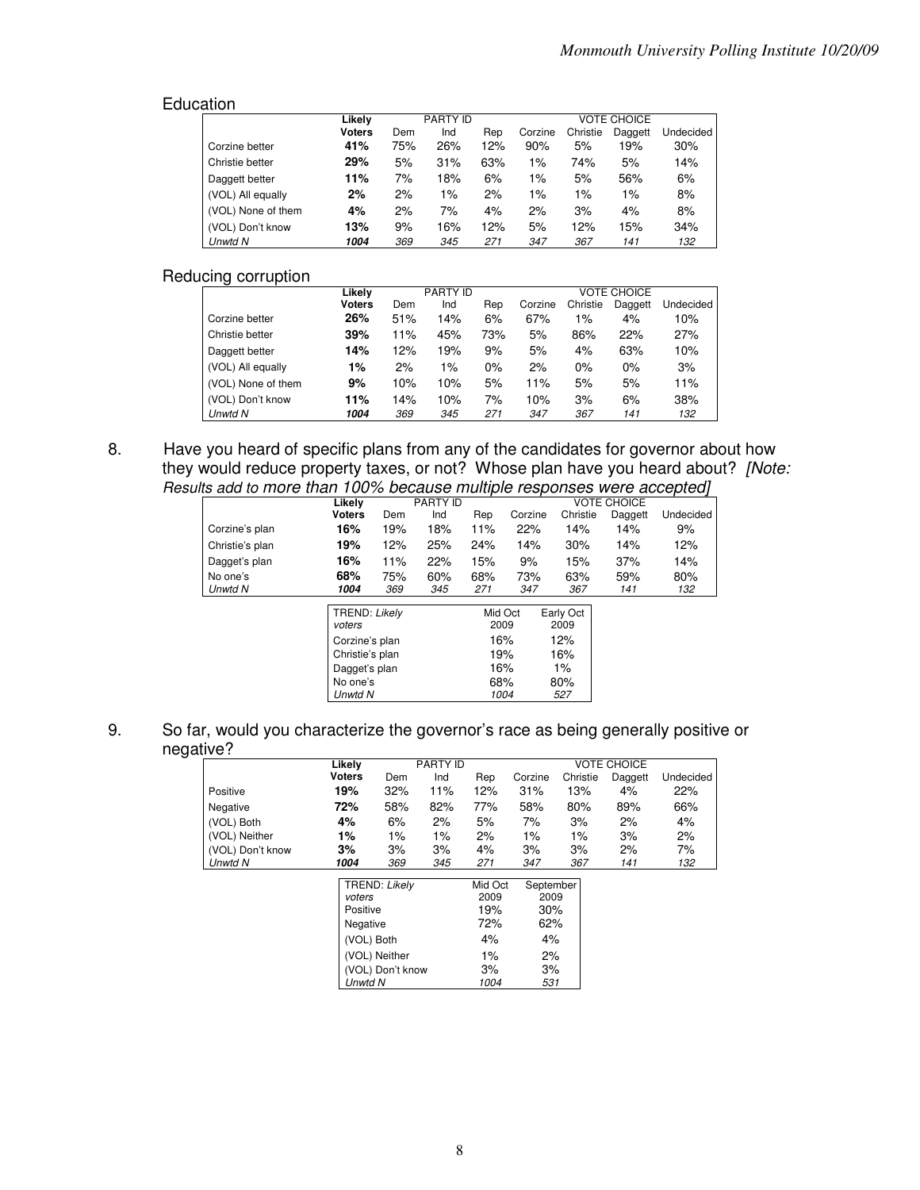### Education

| | Likely Voters | PARTY ID Dem | Ind | Rep | VOTE CHOICE Corzine | Christie | Daggett | Undecided |
|---|---|---|---|---|---|---|---|---|
| Corzine better | **41%** | 75% | 26% | 12% | 90% | 5% | 19% | 30% |
| Christie better | **29%** | 5% | 31% | 63% | 1% | 74% | 5% | 14% |
| Daggett better | **11%** | 7% | 18% | 6% | 1% | 5% | 56% | 6% |
| (VOL) All equally | **2%** | 2% | 1% | 2% | 1% | 1% | 1% | 8% |
| (VOL) None of them | **4%** | 2% | 7% | 4% | 2% | 3% | 4% | 8% |
| (VOL) Don't know | **13%** | 9% | 16% | 12% | 5% | 12% | 15% | 34% |
| *Unwtd N* | ***1004*** | *369* | *345* | *271* | *347* | *367* | *141* | *132* |

### Reducing corruption

| | Likely Voters | PARTY ID Dem | Ind | Rep | VOTE CHOICE Corzine | Christie | Daggett | Undecided |
|---|---|---|---|---|---|---|---|---|
| Corzine better | **26%** | 51% | 14% | 6% | 67% | 1% | 4% | 10% |
| Christie better | **39%** | 11% | 45% | 73% | 5% | 86% | 22% | 27% |
| Daggett better | **14%** | 12% | 19% | 9% | 5% | 4% | 63% | 10% |
| (VOL) All equally | **1%** | 2% | 1% | 0% | 2% | 0% | 0% | 3% |
| (VOL) None of them | **9%** | 10% | 10% | 5% | 11% | 5% | 5% | 11% |
| (VOL) Don't know | **11%** | 14% | 10% | 7% | 10% | 3% | 6% | 38% |
| *Unwtd N* | ***1004*** | *369* | *345* | *271* | *347* | *367* | *141* | *132* |

8. Have you heard of specific plans from any of the candidates for governor about how they would reduce property taxes, or not? Whose plan have you heard about? *[Note: Results add to more than 100% because multiple responses were accepted]*

| | Likely Voters | PARTY ID Dem | Ind | Rep | VOTE CHOICE Corzine | Christie | Daggett | Undecided |
|---|---|---|---|---|---|---|---|---|
| Corzine's plan | **16%** | 19% | 18% | 11% | 22% | 14% | 14% | 9% |
| Christie's plan | **19%** | 12% | 25% | 24% | 14% | 30% | 14% | 12% |
| Dagget's plan | **16%** | 11% | 22% | 15% | 9% | 15% | 37% | 14% |
| No one's | **68%** | 75% | 60% | 68% | 73% | 63% | 59% | 80% |
| *Unwtd N* | ***1004*** | *369* | *345* | *271* | *347* | *367* | *141* | *132* |

| TREND: *Likely voters* | Mid Oct 2009 | Early Oct 2009 |
|---|---|---|
| Corzine's plan | 16% | 12% |
| Christie's plan | 19% | 16% |
| Dagget's plan | 16% | 1% |
| No one's | 68% | 80% |
| *Unwtd N* | *1004* | *527* |

9. So far, would you characterize the governor's race as being generally positive or negative?

| | Likely Voters | PARTY ID Dem | Ind | Rep | VOTE CHOICE Corzine | Christie | Daggett | Undecided |
|---|---|---|---|---|---|---|---|---|
| Positive | **19%** | 32% | 11% | 12% | 31% | 13% | 4% | 22% |
| Negative | **72%** | 58% | 82% | 77% | 58% | 80% | 89% | 66% |
| (VOL) Both | **4%** | 6% | 2% | 5% | 7% | 3% | 2% | 4% |
| (VOL) Neither | **1%** | 1% | 1% | 2% | 1% | 1% | 3% | 2% |
| (VOL) Don't know | **3%** | 3% | 3% | 4% | 3% | 3% | 2% | 7% |
| *Unwtd N* | ***1004*** | *369* | *345* | *271* | *347* | *367* | *141* | *132* |

| TREND: *Likely voters* | Mid Oct 2009 | September 2009 |
|---|---|---|
| Positive | 19% | 30% |
| Negative | 72% | 62% |
| (VOL) Both | 4% | 4% |
| (VOL) Neither | 1% | 2% |
| (VOL) Don't know | 3% | 3% |
| *Unwtd N* | *1004* | *531* |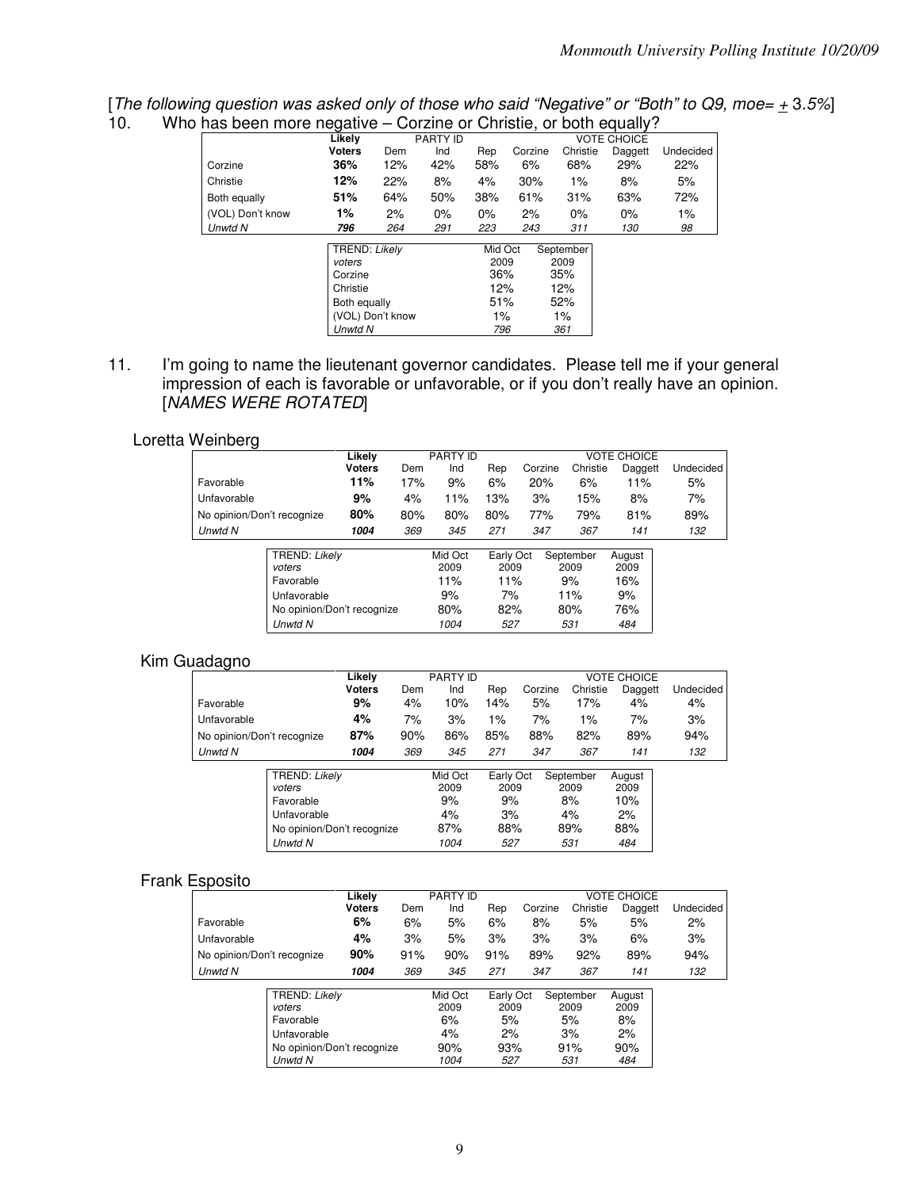[*The following question was asked only of those who said "Negative" or "Both" to Q9, moe= ± 3.5%*]

10. Who has been more negative – Corzine or Christie, or both equally?

| | Likely Voters | PARTY ID | | | VOTE CHOICE | | | |
|---|---|---|---|---|---|---|---|---|
| | | Dem | Ind | Rep | Corzine | Christie | Daggett | Undecided |
| Corzine | **36%** | 12% | 42% | 58% | 6% | 68% | 29% | 22% |
| Christie | **12%** | 22% | 8% | 4% | 30% | 1% | 8% | 5% |
| Both equally | **51%** | 64% | 50% | 38% | 61% | 31% | 63% | 72% |
| (VOL) Don't know | **1%** | 2% | 0% | 0% | 2% | 0% | 0% | 1% |
| *Unwtd N* | ***796*** | *264* | *291* | *223* | *243* | *311* | *130* | *98* |

| TREND: *Likely voters* | Mid Oct 2009 | September 2009 |
|---|---|---|
| Corzine | 36% | 35% |
| Christie | 12% | 12% |
| Both equally | 51% | 52% |
| (VOL) Don't know | 1% | 1% |
| *Unwtd N* | *796* | *361* |

11. I'm going to name the lieutenant governor candidates. Please tell me if your general impression of each is favorable or unfavorable, or if you don't really have an opinion. [*NAMES WERE ROTATED*]

### Loretta Weinberg

| | Likely Voters | PARTY ID | | | VOTE CHOICE | | | |
|---|---|---|---|---|---|---|---|---|
| | | Dem | Ind | Rep | Corzine | Christie | Daggett | Undecided |
| Favorable | **11%** | 17% | 9% | 6% | 20% | 6% | 11% | 5% |
| Unfavorable | **9%** | 4% | 11% | 13% | 3% | 15% | 8% | 7% |
| No opinion/Don't recognize | **80%** | 80% | 80% | 80% | 77% | 79% | 81% | 89% |
| *Unwtd N* | ***1004*** | *369* | *345* | *271* | *347* | *367* | *141* | *132* |

| TREND: *Likely voters* | Mid Oct 2009 | Early Oct 2009 | September 2009 | August 2009 |
|---|---|---|---|---|
| Favorable | 11% | 11% | 9% | 16% |
| Unfavorable | 9% | 7% | 11% | 9% |
| No opinion/Don't recognize | 80% | 82% | 80% | 76% |
| *Unwtd N* | *1004* | *527* | *531* | *484* |

### Kim Guadagno

| | Likely Voters | PARTY ID | | | VOTE CHOICE | | | |
|---|---|---|---|---|---|---|---|---|
| | | Dem | Ind | Rep | Corzine | Christie | Daggett | Undecided |
| Favorable | **9%** | 4% | 10% | 14% | 5% | 17% | 4% | 4% |
| Unfavorable | **4%** | 7% | 3% | 1% | 7% | 1% | 7% | 3% |
| No opinion/Don't recognize | **87%** | 90% | 86% | 85% | 88% | 82% | 89% | 94% |
| *Unwtd N* | ***1004*** | *369* | *345* | *271* | *347* | *367* | *141* | *132* |

| TREND: *Likely voters* | Mid Oct 2009 | Early Oct 2009 | September 2009 | August 2009 |
|---|---|---|---|---|
| Favorable | 9% | 9% | 8% | 10% |
| Unfavorable | 4% | 3% | 4% | 2% |
| No opinion/Don't recognize | 87% | 88% | 89% | 88% |
| *Unwtd N* | *1004* | *527* | *531* | *484* |

### Frank Esposito

| | Likely Voters | PARTY ID | | | VOTE CHOICE | | | |
|---|---|---|---|---|---|---|---|---|
| | | Dem | Ind | Rep | Corzine | Christie | Daggett | Undecided |
| Favorable | **6%** | 6% | 5% | 6% | 8% | 5% | 5% | 2% |
| Unfavorable | **4%** | 3% | 5% | 3% | 3% | 3% | 6% | 3% |
| No opinion/Don't recognize | **90%** | 91% | 90% | 91% | 89% | 92% | 89% | 94% |
| *Unwtd N* | ***1004*** | *369* | *345* | *271* | *347* | *367* | *141* | *132* |

| TREND: *Likely voters* | Mid Oct 2009 | Early Oct 2009 | September 2009 | August 2009 |
|---|---|---|---|---|
| Favorable | 6% | 5% | 5% | 8% |
| Unfavorable | 4% | 2% | 3% | 2% |
| No opinion/Don't recognize | 90% | 93% | 91% | 90% |
| *Unwtd N* | *1004* | *527* | *531* | *484* |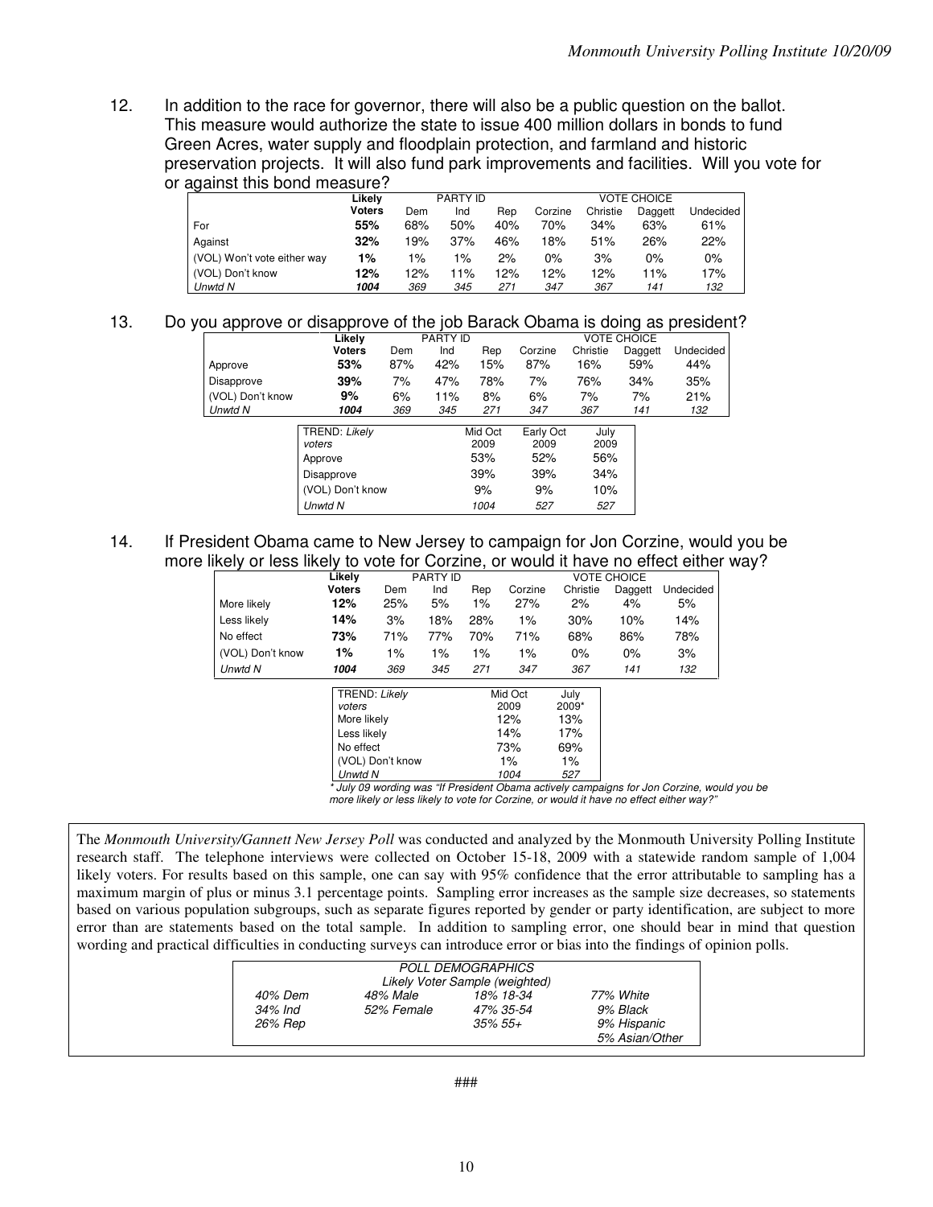12. In addition to the race for governor, there will also be a public question on the ballot. This measure would authorize the state to issue 400 million dollars in bonds to fund Green Acres, water supply and floodplain protection, and farmland and historic preservation projects. It will also fund park improvements and facilities. Will you vote for or against this bond measure?

| | Likely | PARTY ID | | | VOTE CHOICE | | | |
|---|---|---|---|---|---|---|---|---|
| | **Voters** | Dem | Ind | Rep | Corzine | Christie | Daggett | Undecided |
| For | **55%** | 68% | 50% | 40% | 70% | 34% | 63% | 61% |
| Against | **32%** | 19% | 37% | 46% | 18% | 51% | 26% | 22% |
| (VOL) Won't vote either way | **1%** | 1% | 1% | 2% | 0% | 3% | 0% | 0% |
| (VOL) Don't know | **12%** | 12% | 11% | 12% | 12% | 12% | 11% | 17% |
| *Unwtd N* | ***1004*** | *369* | *345* | *271* | *347* | *367* | *141* | *132* |

13. Do you approve or disapprove of the job Barack Obama is doing as president?

| | Likely | PARTY ID | | | VOTE CHOICE | | | |
|---|---|---|---|---|---|---|---|---|
| | **Voters** | Dem | Ind | Rep | Corzine | Christie | Daggett | Undecided |
| Approve | **53%** | 87% | 42% | 15% | 87% | 16% | 59% | 44% |
| Disapprove | **39%** | 7% | 47% | 78% | 7% | 76% | 34% | 35% |
| (VOL) Don't know | **9%** | 6% | 11% | 8% | 6% | 7% | 7% | 21% |
| *Unwtd N* | ***1004*** | *369* | *345* | *271* | *347* | *367* | *141* | *132* |

| TREND: *Likely voters* | Mid Oct 2009 | Early Oct 2009 | July 2009 |
|---|---|---|---|
| Approve | 53% | 52% | 56% |
| Disapprove | 39% | 39% | 34% |
| (VOL) Don't know | 9% | 9% | 10% |
| *Unwtd N* | *1004* | *527* | *527* |

14. If President Obama came to New Jersey to campaign for Jon Corzine, would you be more likely or less likely to vote for Corzine, or would it have no effect either way?

| | Likely | PARTY ID | | | VOTE CHOICE | | | |
|---|---|---|---|---|---|---|---|---|
| | **Voters** | Dem | Ind | Rep | Corzine | Christie | Daggett | Undecided |
| More likely | **12%** | 25% | 5% | 1% | 27% | 2% | 4% | 5% |
| Less likely | **14%** | 3% | 18% | 28% | 1% | 30% | 10% | 14% |
| No effect | **73%** | 71% | 77% | 70% | 71% | 68% | 86% | 78% |
| (VOL) Don't know | **1%** | 1% | 1% | 1% | 1% | 0% | 0% | 3% |
| *Unwtd N* | ***1004*** | *369* | *345* | *271* | *347* | *367* | *141* | *132* |

| TREND: *Likely voters* | Mid Oct 2009 | July 2009* |
|---|---|---|
| More likely | 12% | 13% |
| Less likely | 14% | 17% |
| No effect | 73% | 69% |
| (VOL) Don't know | 1% | 1% |
| *Unwtd N* | *1004* | *527* |

*\* July 09 wording was "If President Obama actively campaigns for Jon Corzine, would you be more likely or less likely to vote for Corzine, or would it have no effect either way?"*

The *Monmouth University/Gannett New Jersey Poll* was conducted and analyzed by the Monmouth University Polling Institute research staff. The telephone interviews were collected on October 15-18, 2009 with a statewide random sample of 1,004 likely voters. For results based on this sample, one can say with 95% confidence that the error attributable to sampling has a maximum margin of plus or minus 3.1 percentage points. Sampling error increases as the sample size decreases, so statements based on various population subgroups, such as separate figures reported by gender or party identification, are subject to more error than are statements based on the total sample. In addition to sampling error, one should bear in mind that question wording and practical difficulties in conducting surveys can introduce error or bias into the findings of opinion polls.

*POLL DEMOGRAPHICS*
*Likely Voter Sample (weighted)*

| | | | |
|---|---|---|---|
| *40% Dem* | *48% Male* | *18% 18-34* | *77% White* |
| *34% Ind* | *52% Female* | *47% 35-54* | *9% Black* |
| *26% Rep* | | *35% 55+* | *9% Hispanic* |
| | | | *5% Asian/Other* |

###